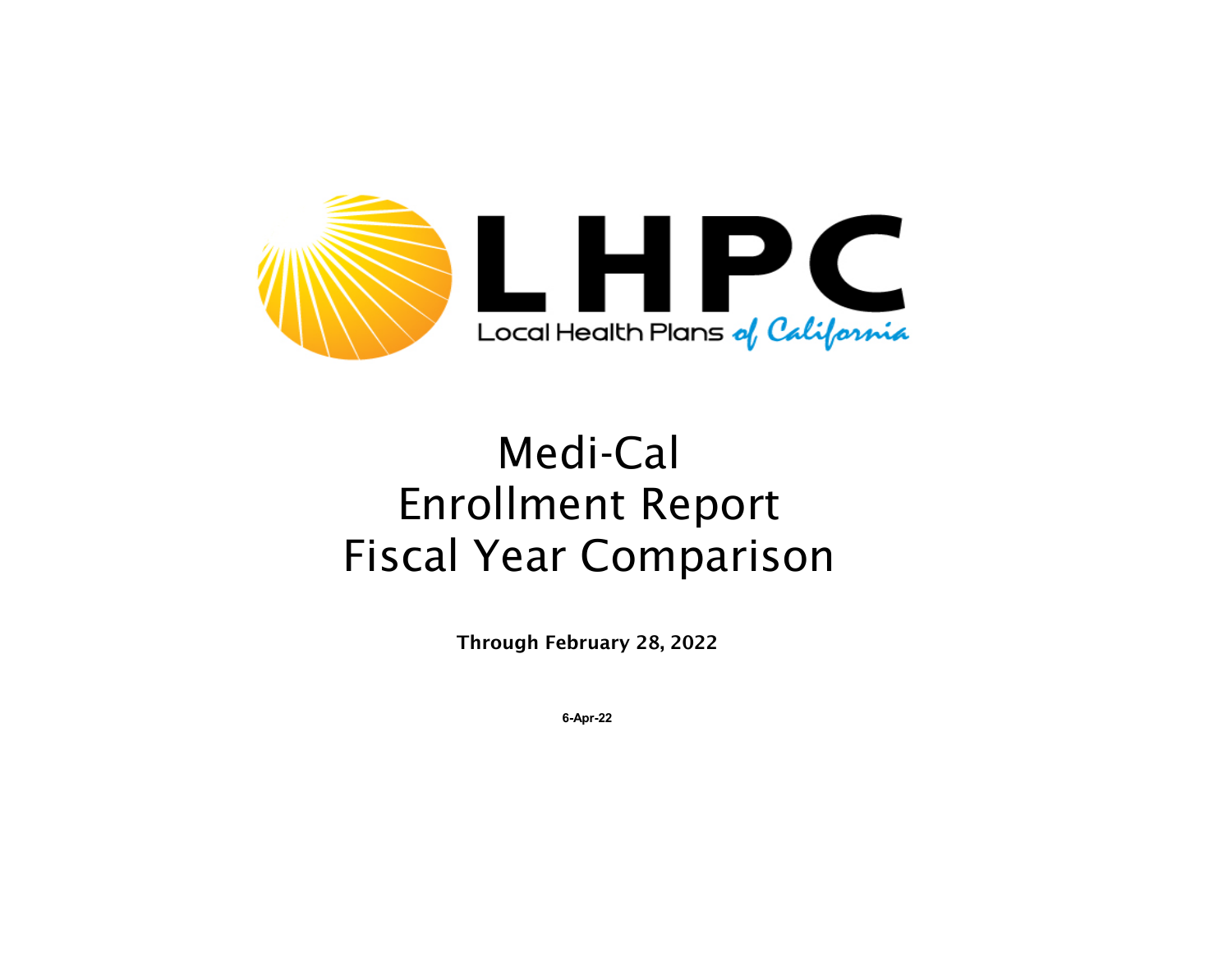# LHPC

Local Health Plans of California

# Medi-Cal Enrollment Report Fiscal Year Comparison

**Through February 28, 2022**

**6-Apr-22**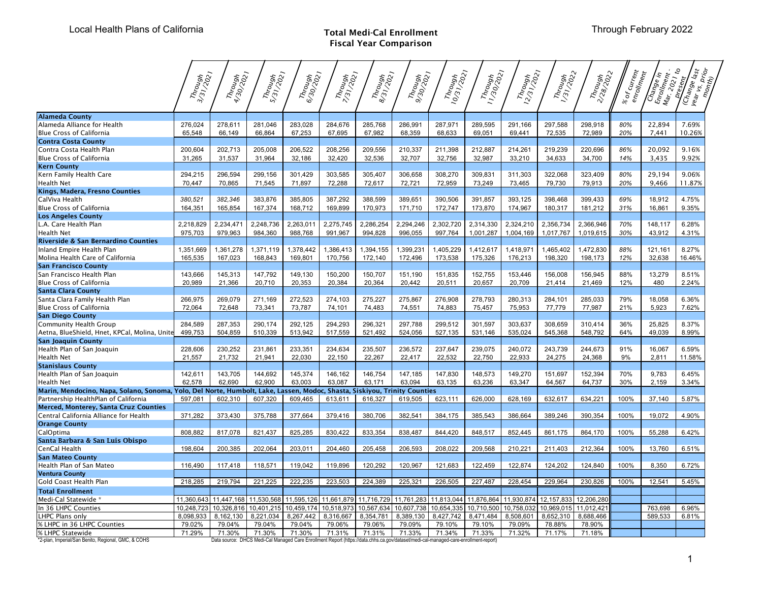Local Health Plans of California

## Total Medi-Cal Enrollment
## Fiscal Year Comparison

Through February 2022

| | Through 3/31/2021 | Through 4/30/2021 | Through 5/31/2021 | Through 6/30/2021 | Through 7/31/2021 | Through 8/31/2021 | Through 9/30/2021 | Through 10/31/2021 | Through 11/30/2021 | Through 12/31/2021 | Through 1/31/2022 | Through 2/28/2022 | % of current enrollment | Change in Enrollment - Mar. 2021 to present | (Change last year vs. prior month) |
|---|---|---|---|---|---|---|---|---|---|---|---|---|---|---|---|
| **Alameda County** | | | | | | | | | | | | | | | |
| Alameda Alliance for Health | 276,024 | 278,611 | 281,046 | 283,028 | 284,676 | 285,768 | 286,991 | 287,971 | 289,595 | 291,166 | 297,588 | 298,918 | *80%* | 22,894 | 7.69% |
| Blue Cross of California | 65,548 | 66,149 | 66,864 | 67,253 | 67,695 | 67,982 | 68,359 | 68,633 | 69,051 | 69,441 | 72,535 | 72,989 | *20%* | 7,441 | 10.26% |
| **Contra Costa County** | | | | | | | | | | | | | | | |
| Contra Costa Health Plan | 200,604 | 202,713 | 205,008 | 206,522 | 208,256 | 209,556 | 210,337 | 211,398 | 212,887 | 214,261 | 219,239 | 220,696 | *86%* | 20,092 | 9.16% |
| Blue Cross of California | 31,265 | 31,537 | 31,964 | 32,186 | 32,420 | 32,536 | 32,707 | 32,756 | 32,987 | 33,210 | 34,633 | 34,700 | *14%* | 3,435 | 9.92% |
| **Kern County** | | | | | | | | | | | | | | | |
| Kern Family Health Care | 294,215 | 296,594 | 299,156 | 301,429 | 303,585 | 305,407 | 306,658 | 308,270 | 309,831 | 311,303 | 322,068 | 323,409 | *80%* | 29,194 | 9.06% |
| Health Net | 70,447 | 70,865 | 71,545 | 71,897 | 72,288 | 72,617 | 72,721 | 72,959 | 73,249 | 73,465 | 79,730 | 79,913 | *20%* | 9,466 | 11.87% |
| **Kings, Madera, Fresno Counties** | | | | | | | | | | | | | | | |
| CalViva Health | *380,521* | *382,346* | 383,876 | 385,805 | 387,292 | 388,599 | 389,651 | 390,506 | 391,857 | 393,125 | 398,468 | 399,433 | *69%* | 18,912 | 4.75% |
| Blue Cross of California | 164,351 | 165,854 | 167,374 | 168,712 | 169,899 | 170,973 | 171,710 | 172,747 | 173,870 | 174,967 | 180,317 | 181,212 | *31%* | 16,861 | 9.35% |
| **Los Angeles County** | | | | | | | | | | | | | | | |
| L.A. Care Health Plan | 2,218,829 | 2,234,471 | 2,248,736 | 2,263,011 | 2,275,745 | 2,286,254 | 2,294,246 | 2,302,720 | 2,314,330 | 2,324,210 | 2,356,734 | 2,366,946 | *70%* | 148,117 | 6.28% |
| Health Net | 975,703 | 979,963 | 984,360 | 988,768 | 991,967 | 994,828 | 996,055 | 997,764 | 1,001,287 | 1,004,169 | 1,017,767 | 1,019,615 | *30%* | 43,912 | 4.31% |
| **Riverside & San Bernardino Counties** | | | | | | | | | | | | | | | |
| Inland Empire Health Plan | 1,351,669 | 1,361,278 | 1,371,119 | 1,378,442 | 1,386,413 | 1,394,155 | 1,399,231 | 1,405,229 | 1,412,617 | 1,418,971 | 1,465,402 | 1,472,830 | *88%* | 121,161 | 8.27% |
| Molina Health Care of California | 165,535 | 167,023 | 168,843 | 169,801 | 170,756 | 172,140 | 172,496 | 173,538 | 175,326 | 176,213 | 198,320 | 198,173 | *12%* | 32,638 | 16.46% |
| **San Francisco County** | | | | | | | | | | | | | | | |
| San Francisco Health Plan | 143,666 | 145,313 | 147,792 | 149,130 | 150,200 | 150,707 | 151,190 | 151,835 | 152,755 | 153,446 | 156,008 | 156,945 | 88% | 13,279 | 8.51% |
| Blue Cross of California | 20,989 | 21,366 | 20,710 | 20,353 | 20,384 | 20,364 | 20,442 | 20,511 | 20,657 | 20,709 | 21,414 | 21,469 | 12% | 480 | 2.24% |
| **Santa Clara County** | | | | | | | | | | | | | | | |
| Santa Clara Family Health Plan | 266,975 | 269,079 | 271,169 | 272,523 | 274,103 | 275,227 | 275,867 | 276,908 | 278,793 | 280,313 | 284,101 | 285,033 | 79% | 18,058 | 6.36% |
| Blue Cross of California | 72,064 | 72,648 | 73,341 | 73,787 | 74,101 | 74,483 | 74,551 | 74,883 | 75,457 | 75,953 | 77,779 | 77,987 | 21% | 5,923 | 7.62% |
| **San Diego County** | | | | | | | | | | | | | | | |
| Community Health Group | 284,589 | 287,353 | 290,174 | 292,125 | 294,293 | 296,321 | 297,788 | 299,512 | 301,597 | 303,637 | 308,659 | 310,414 | 36% | 25,825 | 8.37% |
| Aetna, BlueShield, Hnet, KPCal, Molina, Unite | 499,753 | 504,859 | 510,339 | 513,942 | 517,559 | 521,492 | 524,056 | 527,135 | 531,146 | 535,024 | 545,368 | 548,792 | 64% | 49,039 | 8.99% |
| **San Joaquin County** | | | | | | | | | | | | | | | |
| Health Plan of San Joaquin | 228,606 | 230,252 | 231,861 | 233,351 | 234,634 | 235,507 | 236,572 | 237,647 | 239,075 | 240,072 | 243,739 | 244,673 | 91% | 16,067 | 6.59% |
| Health Net | 21,557 | 21,732 | 21,941 | 22,030 | 22,150 | 22,267 | 22,417 | 22,532 | 22,750 | 22,933 | 24,275 | 24,368 | 9% | 2,811 | 11.58% |
| **Stanislaus County** | | | | | | | | | | | | | | | |
| Health Plan of San Joaquin | 142,611 | 143,705 | 144,692 | 145,374 | 146,162 | 146,754 | 147,185 | 147,830 | 148,573 | 149,270 | 151,697 | 152,394 | 70% | 9,783 | 6.45% |
| Health Net | 62,578 | 62,690 | 62,900 | 63,003 | 63,087 | 63,171 | 63,094 | 63,135 | 63,236 | 63,347 | 64,567 | 64,737 | 30% | 2,159 | 3.34% |
| **Marin, Mendocino, Napa, Solano, Sonoma, Yolo, Del Norte, Humbolt, Lake, Lassen, Modoc, Shasta, Siskiyou, Trinity Counties** | | | | | | | | | | | | | | | |
| Partnership HealthPlan of California | 597,081 | 602,310 | 607,320 | 609,465 | 613,611 | 616,327 | 619,505 | 623,111 | 626,000 | 628,169 | 632,617 | 634,221 | 100% | 37,140 | 5.87% |
| **Merced, Monterey, Santa Cruz Counties** | | | | | | | | | | | | | | | |
| Central California Alliance for Health | 371,282 | 373,430 | 375,788 | 377,664 | 379,416 | 380,706 | 382,541 | 384,175 | 385,543 | 386,664 | 389,246 | 390,354 | 100% | 19,072 | 4.90% |
| **Orange County** | | | | | | | | | | | | | | | |
| CalOptima | 808,882 | 817,078 | 821,437 | 825,285 | 830,422 | 833,354 | 838,487 | 844,420 | 848,517 | 852,445 | 861,175 | 864,170 | 100% | 55,288 | 6.42% |
| **Santa Barbara & San Luis Obispo** | | | | | | | | | | | | | | | |
| CenCal Health | 198,604 | 200,385 | 202,064 | 203,011 | 204,460 | 205,458 | 206,593 | 208,022 | 209,568 | 210,221 | 211,403 | 212,364 | 100% | 13,760 | 6.51% |
| **San Mateo County** | | | | | | | | | | | | | | | |
| Health Plan of San Mateo | 116,490 | 117,418 | 118,571 | 119,042 | 119,896 | 120,292 | 120,967 | 121,683 | 122,459 | 122,874 | 124,202 | 124,840 | 100% | 8,350 | 6.72% |
| **Ventura County** | | | | | | | | | | | | | | | |
| Gold Coast Health Plan | 218,285 | 219,794 | 221,225 | 222,235 | 223,503 | 224,389 | 225,321 | 226,505 | 227,487 | 228,454 | 229,964 | 230,826 | 100% | 12,541 | 5.45% |
| **Total Enrollment** | | | | | | | | | | | | | | | |
| Medi-Cal Statewide * | 11,360,643 | 11,447,168 | 11,530,568 | 11,595,126 | 11,661,879 | 11,716,729 | 11,761,283 | 11,813,044 | 11,876,864 | 11,930,874 | 12,157,833 | 12,206,280 | | | |
| In 36 LHPC Counties | 10,248,723 | 10,326,816 | 10,401,215 | 10,459,174 | 10,518,973 | 10,567,634 | 10,607,738 | 10,654,335 | 10,710,500 | 10,758,032 | 10,969,015 | 11,012,421 | | 763,698 | 6.96% |
| LHPC Plans only | 8,098,933 | 8,162,130 | 8,221,034 | 8,267,442 | 8,316,667 | 8,354,781 | 8,389,130 | 8,427,742 | 8,471,484 | 8,508,601 | 8,652,310 | 8,688,466 | | 589,533 | 6.81% |
| % LHPC in 36 LHPC Counties | 79.02% | 79.04% | 79.04% | 79.04% | 79.06% | 79.06% | 79.09% | 79.10% | 79.10% | 79.09% | 78.88% | 78.90% | | | |
| % LHPC Statewide | 71.29% | 71.30% | 71.30% | 71.30% | 71.31% | 71.31% | 71.33% | 71.34% | 71.33% | 71.32% | 71.17% | 71.18% | | | |

*2-plan, Imperial/San Benito, Regional, GMC, & COHS

Data source: DHCS Medi-Cal Managed Care Enrollment Report (https://data.chhs.ca.gov/dataset/medi-cal-managed-care-enrollment-report)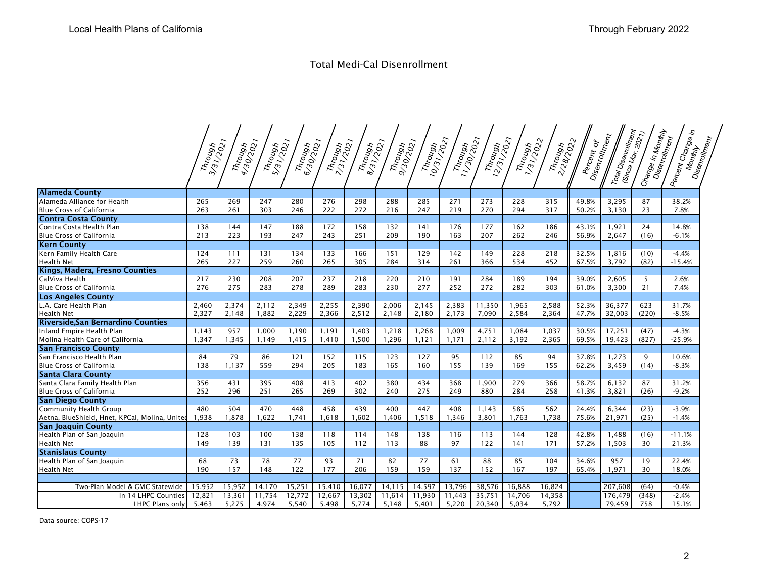# Total Medi-Cal Disenrollment

| | Through 3/31/2021 | Through 4/30/2021 | Through 5/31/2021 | Through 6/30/2021 | Through 7/31/2021 | Through 8/31/2021 | Through 9/30/2021 | Through 10/31/2021 | Through 11/30/2021 | Through 12/31/2021 | Through 1/31/2022 | Through 2/28/2022 | Percent of Disenrollment | Total Disenrollment (Since Mar. 2021) | Change in Monthly Disenrollment | Percent Change in Monthly Disenrollment |
|---|---|---|---|---|---|---|---|---|---|---|---|---|---|---|---|---|
| **Alameda County** | | | | | | | | | | | | | | | | |
| Alameda Alliance for Health | 265 | 269 | 247 | 280 | 276 | 298 | 288 | 285 | 271 | 273 | 228 | 315 | 49.8% | 3,295 | 87 | 38.2% |
| Blue Cross of California | 263 | 261 | 303 | 246 | 222 | 272 | 216 | 247 | 219 | 270 | 294 | 317 | 50.2% | 3,130 | 23 | 7.8% |
| **Contra Costa County** | | | | | | | | | | | | | | | | |
| Contra Costa Health Plan | 138 | 144 | 147 | 188 | 172 | 158 | 132 | 141 | 176 | 177 | 162 | 186 | 43.1% | 1,921 | 24 | 14.8% |
| Blue Cross of California | 213 | 223 | 193 | 247 | 243 | 251 | 209 | 190 | 163 | 207 | 262 | 246 | 56.9% | 2,647 | (16) | -6.1% |
| **Kern County** | | | | | | | | | | | | | | | | |
| Kern Family Health Care | 124 | 111 | 131 | 134 | 133 | 166 | 151 | 129 | 142 | 149 | 228 | 218 | 32.5% | 1,816 | (10) | -4.4% |
| Health Net | 265 | 227 | 259 | 260 | 265 | 305 | 284 | 314 | 261 | 366 | 534 | 452 | 67.5% | 3,792 | (82) | -15.4% |
| **Kings, Madera, Fresno Counties** | | | | | | | | | | | | | | | | |
| CalViva Health | 217 | 230 | 208 | 207 | 237 | 218 | 220 | 210 | 191 | 284 | 189 | 194 | 39.0% | 2,605 | 5 | 2.6% |
| Blue Cross of California | 276 | 275 | 283 | 278 | 289 | 283 | 230 | 277 | 252 | 272 | 282 | 303 | 61.0% | 3,300 | 21 | 7.4% |
| **Los Angeles County** | | | | | | | | | | | | | | | | |
| L.A. Care Health Plan | 2,460 | 2,374 | 2,112 | 2,349 | 2,255 | 2,390 | 2,006 | 2,145 | 2,383 | 11,350 | 1,965 | 2,588 | 52.3% | 36,377 | 623 | 31.7% |
| Health Net | 2,327 | 2,148 | 1,882 | 2,229 | 2,366 | 2,512 | 2,148 | 2,180 | 2,173 | 7,090 | 2,584 | 2,364 | 47.7% | 32,003 | (220) | -8.5% |
| **Riverside,San Bernardino Counties** | | | | | | | | | | | | | | | | |
| Inland Empire Health Plan | 1,143 | 957 | 1,000 | 1,190 | 1,191 | 1,403 | 1,218 | 1,268 | 1,009 | 4,751 | 1,084 | 1,037 | 30.5% | 17,251 | (47) | -4.3% |
| Molina Health Care of California | 1,347 | 1,345 | 1,149 | 1,415 | 1,410 | 1,500 | 1,296 | 1,121 | 1,171 | 2,112 | 3,192 | 2,365 | 69.5% | 19,423 | (827) | -25.9% |
| **San Francisco County** | | | | | | | | | | | | | | | | |
| San Francisco Health Plan | 84 | 79 | 86 | 121 | 152 | 115 | 123 | 127 | 95 | 112 | 85 | 94 | 37.8% | 1,273 | 9 | 10.6% |
| Blue Cross of California | 138 | 1,137 | 559 | 294 | 205 | 183 | 165 | 160 | 155 | 139 | 169 | 155 | 62.2% | 3,459 | (14) | -8.3% |
| **Santa Clara County** | | | | | | | | | | | | | | | | |
| Santa Clara Family Health Plan | 356 | 431 | 395 | 408 | 413 | 402 | 380 | 434 | 368 | 1,900 | 279 | 366 | 58.7% | 6,132 | 87 | 31.2% |
| Blue Cross of California | 252 | 296 | 251 | 265 | 269 | 302 | 240 | 275 | 249 | 880 | 284 | 258 | 41.3% | 3,821 | (26) | -9.2% |
| **San Diego County** | | | | | | | | | | | | | | | | |
| Community Health Group | 480 | 504 | 470 | 448 | 458 | 439 | 400 | 447 | 408 | 1,143 | 585 | 562 | 24.4% | 6,344 | (23) | -3.9% |
| Aetna, BlueShield, Hnet, KPCal, Molina, United | 1,938 | 1,878 | 1,622 | 1,741 | 1,618 | 1,602 | 1,406 | 1,518 | 1,346 | 3,801 | 1,763 | 1,738 | 75.6% | 21,971 | (25) | -1.4% |
| **San Joaquin County** | | | | | | | | | | | | | | | | |
| Health Plan of San Joaquin | 128 | 103 | 100 | 138 | 118 | 114 | 148 | 138 | 116 | 113 | 144 | 128 | 42.8% | 1,488 | (16) | -11.1% |
| Health Net | 149 | 139 | 131 | 135 | 105 | 112 | 113 | 88 | 97 | 122 | 141 | 171 | 57.2% | 1,503 | 30 | 21.3% |
| **Stanislaus County** | | | | | | | | | | | | | | | | |
| Health Plan of San Joaquin | 68 | 73 | 78 | 77 | 93 | 71 | 82 | 77 | 61 | 88 | 85 | 104 | 34.6% | 957 | 19 | 22.4% |
| Health Net | 190 | 157 | 148 | 122 | 177 | 206 | 159 | 159 | 137 | 152 | 167 | 197 | 65.4% | 1,971 | 30 | 18.0% |
| | | | | | | | | | | | | | | | | |
| Two-Plan Model & GMC Statewide | 15,952 | 15,952 | 14,170 | 15,251 | 15,410 | 16,077 | 14,115 | 14,597 | 13,796 | 38,576 | 16,888 | 16,824 | | 207,608 | (64) | -0.4% |
| In 14 LHPC Counties | 12,821 | 13,361 | 11,754 | 12,772 | 12,667 | 13,302 | 11,614 | 11,930 | 11,443 | 35,751 | 14,706 | 14,358 | | 176,479 | (348) | -2.4% |
| LHPC Plans only | 5,463 | 5,275 | 4,974 | 5,540 | 5,498 | 5,774 | 5,148 | 5,401 | 5,220 | 20,340 | 5,034 | 5,792 | | 79,459 | 758 | 15.1% |

Data source: COPS-17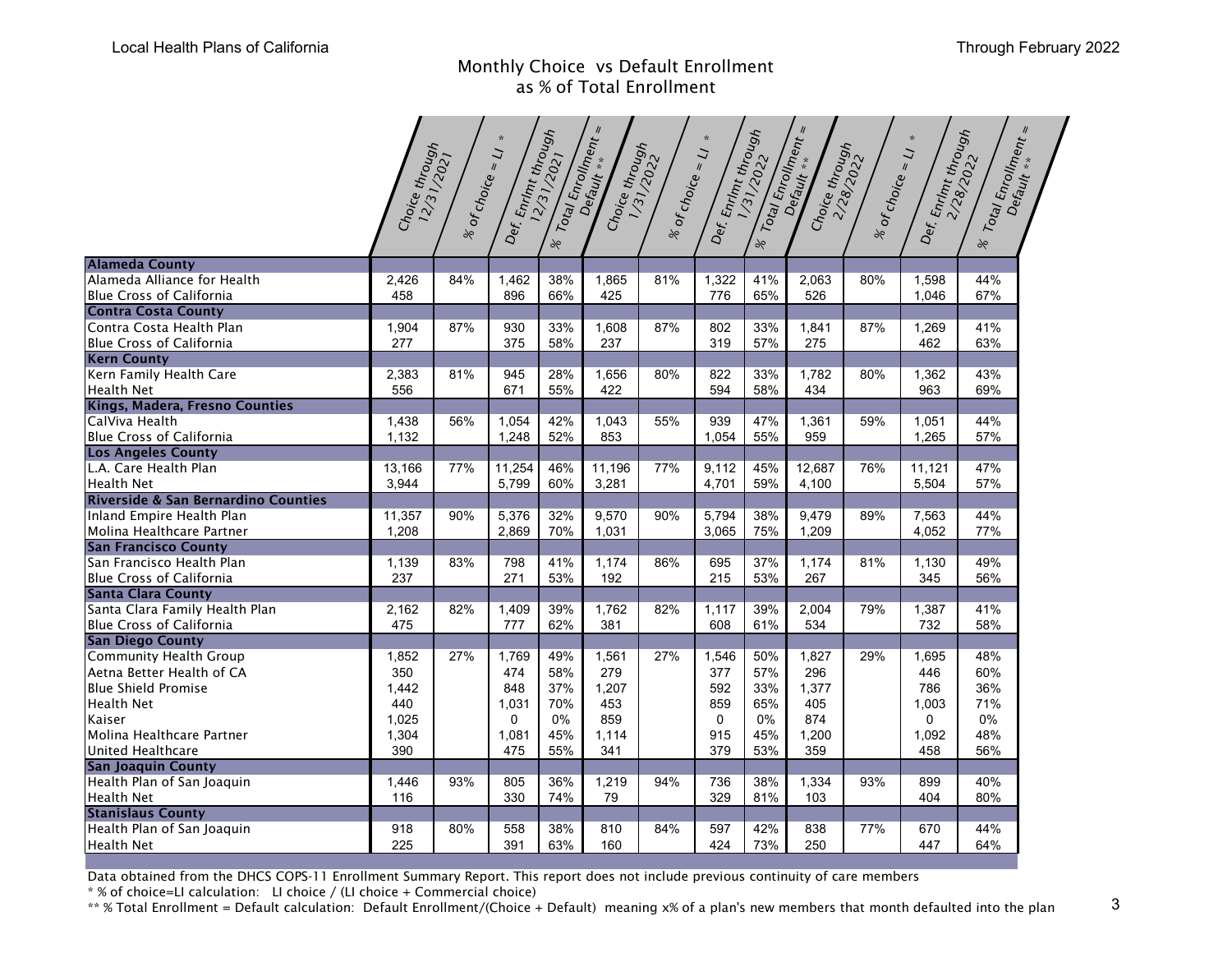Local Health Plans of California — Through February 2022

## Monthly Choice vs Default Enrollment as % of Total Enrollment

| | Choice through 12/31/2021 | % of choice = LI * | Def. Enrlmt through 12/31/2021 | % Total Enrollment = Default ** | Choice through 1/31/2022 | % of choice = LI * | Def. Enrlmt through 1/31/2022 | % Total Enrollment = Default ** | Choice through 2/28/2022 | % of choice = LI * | Def. Enrlmt through 2/28/2022 | % Total Enrollment = Default ** |
|---|---|---|---|---|---|---|---|---|---|---|---|---|
| **Alameda County** | | | | | | | | | | | | |
| Alameda Alliance for Health | 2,426 | 84% | 1,462 | 38% | 1,865 | 81% | 1,322 | 41% | 2,063 | 80% | 1,598 | 44% |
| Blue Cross of California | 458 | | 896 | 66% | 425 | | 776 | 65% | 526 | | 1,046 | 67% |
| **Contra Costa County** | | | | | | | | | | | | |
| Contra Costa Health Plan | 1,904 | 87% | 930 | 33% | 1,608 | 87% | 802 | 33% | 1,841 | 87% | 1,269 | 41% |
| Blue Cross of California | 277 | | 375 | 58% | 237 | | 319 | 57% | 275 | | 462 | 63% |
| **Kern County** | | | | | | | | | | | | |
| Kern Family Health Care | 2,383 | 81% | 945 | 28% | 1,656 | 80% | 822 | 33% | 1,782 | 80% | 1,362 | 43% |
| Health Net | 556 | | 671 | 55% | 422 | | 594 | 58% | 434 | | 963 | 69% |
| **Kings, Madera, Fresno Counties** | | | | | | | | | | | | |
| CalViva Health | 1,438 | 56% | 1,054 | 42% | 1,043 | 55% | 939 | 47% | 1,361 | 59% | 1,051 | 44% |
| Blue Cross of California | 1,132 | | 1,248 | 52% | 853 | | 1,054 | 55% | 959 | | 1,265 | 57% |
| **Los Angeles County** | | | | | | | | | | | | |
| L.A. Care Health Plan | 13,166 | 77% | 11,254 | 46% | 11,196 | 77% | 9,112 | 45% | 12,687 | 76% | 11,121 | 47% |
| Health Net | 3,944 | | 5,799 | 60% | 3,281 | | 4,701 | 59% | 4,100 | | 5,504 | 57% |
| **Riverside & San Bernardino Counties** | | | | | | | | | | | | |
| Inland Empire Health Plan | 11,357 | 90% | 5,376 | 32% | 9,570 | 90% | 5,794 | 38% | 9,479 | 89% | 7,563 | 44% |
| Molina Healthcare Partner | 1,208 | | 2,869 | 70% | 1,031 | | 3,065 | 75% | 1,209 | | 4,052 | 77% |
| **San Francisco County** | | | | | | | | | | | | |
| San Francisco Health Plan | 1,139 | 83% | 798 | 41% | 1,174 | 86% | 695 | 37% | 1,174 | 81% | 1,130 | 49% |
| Blue Cross of California | 237 | | 271 | 53% | 192 | | 215 | 53% | 267 | | 345 | 56% |
| **Santa Clara County** | | | | | | | | | | | | |
| Santa Clara Family Health Plan | 2,162 | 82% | 1,409 | 39% | 1,762 | 82% | 1,117 | 39% | 2,004 | 79% | 1,387 | 41% |
| Blue Cross of California | 475 | | 777 | 62% | 381 | | 608 | 61% | 534 | | 732 | 58% |
| **San Diego County** | | | | | | | | | | | | |
| Community Health Group | 1,852 | 27% | 1,769 | 49% | 1,561 | 27% | 1,546 | 50% | 1,827 | 29% | 1,695 | 48% |
| Aetna Better Health of CA | 350 | | 474 | 58% | 279 | | 377 | 57% | 296 | | 446 | 60% |
| Blue Shield Promise | 1,442 | | 848 | 37% | 1,207 | | 592 | 33% | 1,377 | | 786 | 36% |
| Health Net | 440 | | 1,031 | 70% | 453 | | 859 | 65% | 405 | | 1,003 | 71% |
| Kaiser | 1,025 | | 0 | 0% | 859 | | 0 | 0% | 874 | | 0 | 0% |
| Molina Healthcare Partner | 1,304 | | 1,081 | 45% | 1,114 | | 915 | 45% | 1,200 | | 1,092 | 48% |
| United Healthcare | 390 | | 475 | 55% | 341 | | 379 | 53% | 359 | | 458 | 56% |
| **San Joaquin County** | | | | | | | | | | | | |
| Health Plan of San Joaquin | 1,446 | 93% | 805 | 36% | 1,219 | 94% | 736 | 38% | 1,334 | 93% | 899 | 40% |
| Health Net | 116 | | 330 | 74% | 79 | | 329 | 81% | 103 | | 404 | 80% |
| **Stanislaus County** | | | | | | | | | | | | |
| Health Plan of San Joaquin | 918 | 80% | 558 | 38% | 810 | 84% | 597 | 42% | 838 | 77% | 670 | 44% |
| Health Net | 225 | | 391 | 63% | 160 | | 424 | 73% | 250 | | 447 | 64% |

Data obtained from the DHCS COPS-11 Enrollment Summary Report. This report does not include previous continuity of care members

* % of choice=LI calculation: LI choice / (LI choice + Commercial choice)

** % Total Enrollment = Default calculation: Default Enrollment/(Choice + Default) meaning x% of a plan's new members that month defaulted into the plan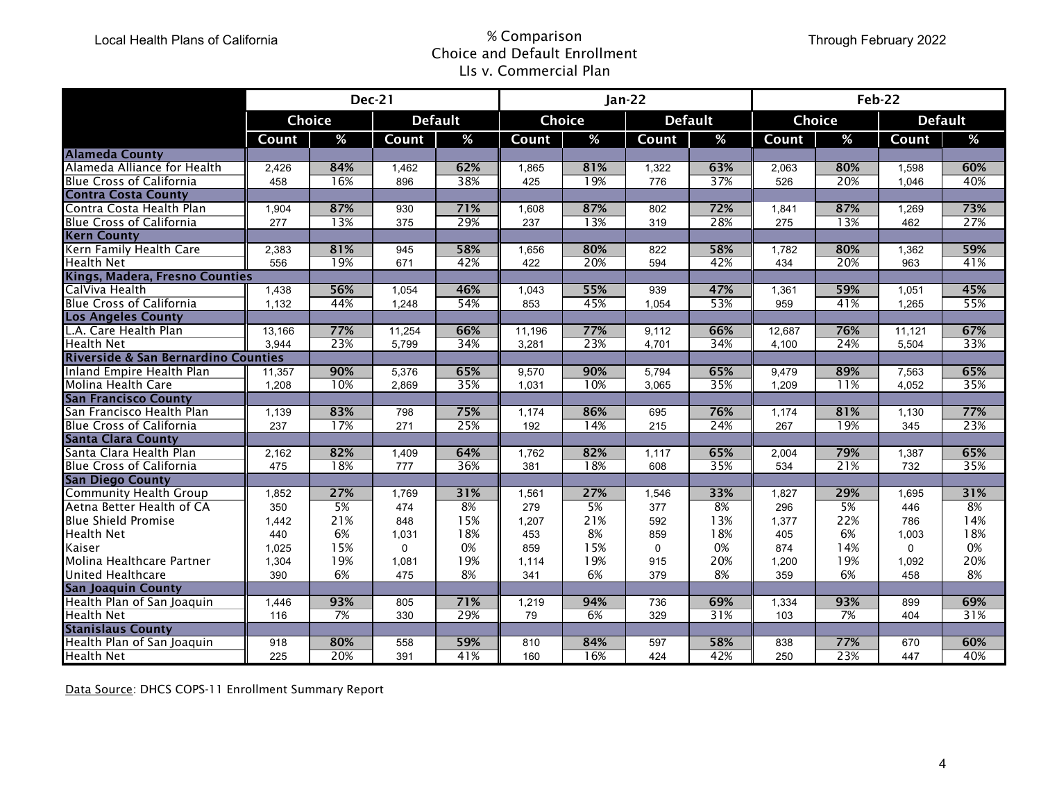Local Health Plans of California

# % Comparison
# Choice and Default Enrollment
# LIs v. Commercial Plan

Through February 2022

| | Dec-21 | | | | Jan-22 | | | | Feb-22 | | | |
|---|---|---|---|---|---|---|---|---|---|---|---|---|
| | Choice | | Default | | Choice | | Default | | Choice | | Default | |
| | Count | % | Count | % | Count | % | Count | % | Count | % | Count | % |
| **Alameda County** | | | | | | | | | | | | |
| Alameda Alliance for Health | 2,426 | **84%** | 1,462 | **62%** | 1,865 | **81%** | 1,322 | **63%** | 2,063 | **80%** | 1,598 | **60%** |
| Blue Cross of California | 458 | 16% | 896 | 38% | 425 | 19% | 776 | 37% | 526 | 20% | 1,046 | 40% |
| **Contra Costa County** | | | | | | | | | | | | |
| Contra Costa Health Plan | 1,904 | **87%** | 930 | **71%** | 1,608 | **87%** | 802 | **72%** | 1,841 | **87%** | 1,269 | **73%** |
| Blue Cross of California | 277 | 13% | 375 | 29% | 237 | 13% | 319 | 28% | 275 | 13% | 462 | 27% |
| **Kern County** | | | | | | | | | | | | |
| Kern Family Health Care | 2,383 | **81%** | 945 | **58%** | 1,656 | **80%** | 822 | **58%** | 1,782 | **80%** | 1,362 | **59%** |
| Health Net | 556 | 19% | 671 | 42% | 422 | 20% | 594 | 42% | 434 | 20% | 963 | 41% |
| **Kings, Madera, Fresno Counties** | | | | | | | | | | | | |
| CalViva Health | 1,438 | **56%** | 1,054 | **46%** | 1,043 | **55%** | 939 | **47%** | 1,361 | **59%** | 1,051 | **45%** |
| Blue Cross of California | 1,132 | 44% | 1,248 | 54% | 853 | 45% | 1,054 | 53% | 959 | 41% | 1,265 | 55% |
| **Los Angeles County** | | | | | | | | | | | | |
| L.A. Care Health Plan | 13,166 | **77%** | 11,254 | **66%** | 11,196 | **77%** | 9,112 | **66%** | 12,687 | **76%** | 11,121 | **67%** |
| Health Net | 3,944 | 23% | 5,799 | 34% | 3,281 | 23% | 4,701 | 34% | 4,100 | 24% | 5,504 | 33% |
| **Riverside & San Bernardino Counties** | | | | | | | | | | | | |
| Inland Empire Health Plan | 11,357 | **90%** | 5,376 | **65%** | 9,570 | **90%** | 5,794 | **65%** | 9,479 | **89%** | 7,563 | **65%** |
| Molina Health Care | 1,208 | 10% | 2,869 | 35% | 1,031 | 10% | 3,065 | 35% | 1,209 | 11% | 4,052 | 35% |
| **San Francisco County** | | | | | | | | | | | | |
| San Francisco Health Plan | 1,139 | **83%** | 798 | **75%** | 1,174 | **86%** | 695 | **76%** | 1,174 | **81%** | 1,130 | **77%** |
| Blue Cross of California | 237 | 17% | 271 | 25% | 192 | 14% | 215 | 24% | 267 | 19% | 345 | 23% |
| **Santa Clara County** | | | | | | | | | | | | |
| Santa Clara Health Plan | 2,162 | **82%** | 1,409 | **64%** | 1,762 | **82%** | 1,117 | **65%** | 2,004 | **79%** | 1,387 | **65%** |
| Blue Cross of California | 475 | 18% | 777 | 36% | 381 | 18% | 608 | 35% | 534 | 21% | 732 | 35% |
| **San Diego County** | | | | | | | | | | | | |
| Community Health Group | 1,852 | **27%** | 1,769 | **31%** | 1,561 | **27%** | 1,546 | **33%** | 1,827 | **29%** | 1,695 | **31%** |
| Aetna Better Health of CA | 350 | 5% | 474 | 8% | 279 | 5% | 377 | 8% | 296 | 5% | 446 | 8% |
| Blue Shield Promise | 1,442 | 21% | 848 | 15% | 1,207 | 21% | 592 | 13% | 1,377 | 22% | 786 | 14% |
| Health Net | 440 | 6% | 1,031 | 18% | 453 | 8% | 859 | 18% | 405 | 6% | 1,003 | 18% |
| Kaiser | 1,025 | 15% | 0 | 0% | 859 | 15% | 0 | 0% | 874 | 14% | 0 | 0% |
| Molina Healthcare Partner | 1,304 | 19% | 1,081 | 19% | 1,114 | 19% | 915 | 20% | 1,200 | 19% | 1,092 | 20% |
| United Healthcare | 390 | 6% | 475 | 8% | 341 | 6% | 379 | 8% | 359 | 6% | 458 | 8% |
| **San Joaquin County** | | | | | | | | | | | | |
| Health Plan of San Joaquin | 1,446 | **93%** | 805 | **71%** | 1,219 | **94%** | 736 | **69%** | 1,334 | **93%** | 899 | **69%** |
| Health Net | 116 | 7% | 330 | 29% | 79 | 6% | 329 | 31% | 103 | 7% | 404 | 31% |
| **Stanislaus County** | | | | | | | | | | | | |
| Health Plan of San Joaquin | 918 | **80%** | 558 | **59%** | 810 | **84%** | 597 | **58%** | 838 | **77%** | 670 | **60%** |
| Health Net | 225 | 20% | 391 | 41% | 160 | 16% | 424 | 42% | 250 | 23% | 447 | 40% |

Data Source: DHCS COPS-11 Enrollment Summary Report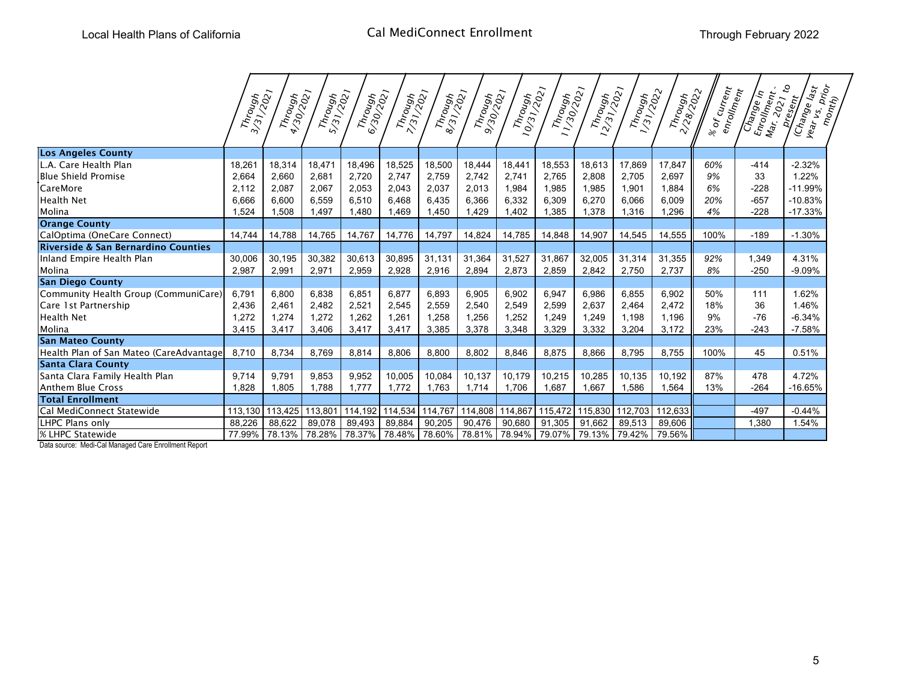Local Health Plans of California

# Cal MediConnect Enrollment

Through February 2022

| | Through 3/31/2021 | Through 4/30/2021 | Through 5/31/2021 | Through 6/30/2021 | Through 7/31/2021 | Through 8/31/2021 | Through 9/30/2021 | Through 10/31/2021 | Through 11/30/2021 | Through 12/31/2021 | Through 1/31/2022 | Through 2/28/2022 | % of current enrollment | Change in Enrollment - Mar. 2021 to present | (Change last year vs. prior month) |
|---|---|---|---|---|---|---|---|---|---|---|---|---|---|---|---|
| **Los Angeles County** | | | | | | | | | | | | | | | |
| L.A. Care Health Plan | 18,261 | 18,314 | 18,471 | 18,496 | 18,525 | 18,500 | 18,444 | 18,441 | 18,553 | 18,613 | 17,869 | 17,847 | 60% | -414 | -2.32% |
| Blue Shield Promise | 2,664 | 2,660 | 2,681 | 2,720 | 2,747 | 2,759 | 2,742 | 2,741 | 2,765 | 2,808 | 2,705 | 2,697 | 9% | 33 | 1.22% |
| CareMore | 2,112 | 2,087 | 2,067 | 2,053 | 2,043 | 2,037 | 2,013 | 1,984 | 1,985 | 1,985 | 1,901 | 1,884 | 6% | -228 | -11.99% |
| Health Net | 6,666 | 6,600 | 6,559 | 6,510 | 6,468 | 6,435 | 6,366 | 6,332 | 6,309 | 6,270 | 6,066 | 6,009 | 20% | -657 | -10.83% |
| Molina | 1,524 | 1,508 | 1,497 | 1,480 | 1,469 | 1,450 | 1,429 | 1,402 | 1,385 | 1,378 | 1,316 | 1,296 | 4% | -228 | -17.33% |
| **Orange County** | | | | | | | | | | | | | | | |
| CalOptima (OneCare Connect) | 14,744 | 14,788 | 14,765 | 14,767 | 14,776 | 14,797 | 14,824 | 14,785 | 14,848 | 14,907 | 14,545 | 14,555 | 100% | -189 | -1.30% |
| **Riverside & San Bernardino Counties** | | | | | | | | | | | | | | | |
| Inland Empire Health Plan | 30,006 | 30,195 | 30,382 | 30,613 | 30,895 | 31,131 | 31,364 | 31,527 | 31,867 | 32,005 | 31,314 | 31,355 | 92% | 1,349 | 4.31% |
| Molina | 2,987 | 2,991 | 2,971 | 2,959 | 2,928 | 2,916 | 2,894 | 2,873 | 2,859 | 2,842 | 2,750 | 2,737 | 8% | -250 | -9.09% |
| **San Diego County** | | | | | | | | | | | | | | | |
| Community Health Group (CommuniCare) | 6,791 | 6,800 | 6,838 | 6,851 | 6,877 | 6,893 | 6,905 | 6,902 | 6,947 | 6,986 | 6,855 | 6,902 | 50% | 111 | 1.62% |
| Care 1st Partnership | 2,436 | 2,461 | 2,482 | 2,521 | 2,545 | 2,559 | 2,540 | 2,549 | 2,599 | 2,637 | 2,464 | 2,472 | 18% | 36 | 1.46% |
| Health Net | 1,272 | 1,274 | 1,272 | 1,262 | 1,261 | 1,258 | 1,256 | 1,252 | 1,249 | 1,249 | 1,198 | 1,196 | 9% | -76 | -6.34% |
| Molina | 3,415 | 3,417 | 3,406 | 3,417 | 3,417 | 3,385 | 3,378 | 3,348 | 3,329 | 3,332 | 3,204 | 3,172 | 23% | -243 | -7.58% |
| **San Mateo County** | | | | | | | | | | | | | | | |
| Health Plan of San Mateo (CareAdvantage | 8,710 | 8,734 | 8,769 | 8,814 | 8,806 | 8,800 | 8,802 | 8,846 | 8,875 | 8,866 | 8,795 | 8,755 | 100% | 45 | 0.51% |
| **Santa Clara County** | | | | | | | | | | | | | | | |
| Santa Clara Family Health Plan | 9,714 | 9,791 | 9,853 | 9,952 | 10,005 | 10,084 | 10,137 | 10,179 | 10,215 | 10,285 | 10,135 | 10,192 | 87% | 478 | 4.72% |
| Anthem Blue Cross | 1,828 | 1,805 | 1,788 | 1,777 | 1,772 | 1,763 | 1,714 | 1,706 | 1,687 | 1,667 | 1,586 | 1,564 | 13% | -264 | -16.65% |
| **Total Enrollment** | | | | | | | | | | | | | | | |
| Cal MediConnect Statewide | 113,130 | 113,425 | 113,801 | 114,192 | 114,534 | 114,767 | 114,808 | 114,867 | 115,472 | 115,830 | 112,703 | 112,633 | | -497 | -0.44% |
| LHPC Plans only | 88,226 | 88,622 | 89,078 | 89,493 | 89,884 | 90,205 | 90,476 | 90,680 | 91,305 | 91,662 | 89,513 | 89,606 | | 1,380 | 1.54% |
| % LHPC Statewide | 77.99% | 78.13% | 78.28% | 78.37% | 78.48% | 78.60% | 78.81% | 78.94% | 79.07% | 79.13% | 79.42% | 79.56% | | | |

Data source: Medi-Cal Managed Care Enrollment Report